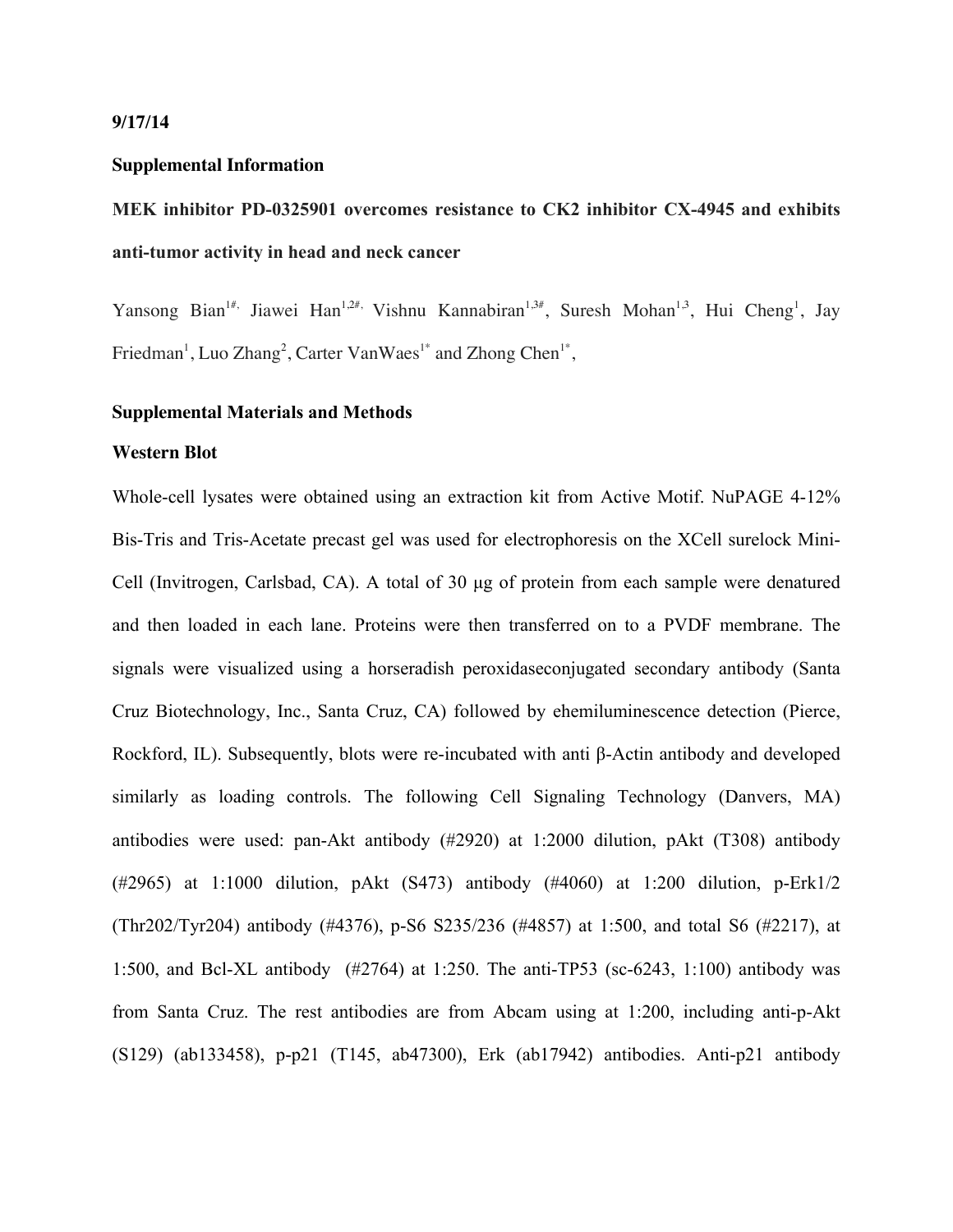**9/17/14**

**Supplemental Information**

**MEK inhibitor PD-0325901 overcomes resistance to CK2 inhibitor CX-4945 and exhibits anti-tumor activity in head and neck cancer**

Yansong Bian[1#,] Jiawei Han[1,2#,] Vishnu Kannabiran[1,3#], Suresh Mohan[1,3], Hui Cheng[1], Jay Friedman[1], Luo Zhang[2], Carter VanWaes[1*] and Zhong Chen[1*],

## Supplemental Materials and Methods

### Western Blot

Whole-cell lysates were obtained using an extraction kit from Active Motif. NuPAGE 4-12% Bis-Tris and Tris-Acetate precast gel was used for electrophoresis on the XCell surelock Mini-Cell (Invitrogen, Carlsbad, CA). A total of 30 μg of protein from each sample were denatured and then loaded in each lane. Proteins were then transferred on to a PVDF membrane. The signals were visualized using a horseradish peroxidaseconjugated secondary antibody (Santa Cruz Biotechnology, Inc., Santa Cruz, CA) followed by ehemiluminescence detection (Pierce, Rockford, IL). Subsequently, blots were re-incubated with anti β-Actin antibody and developed similarly as loading controls. The following Cell Signaling Technology (Danvers, MA) antibodies were used: pan-Akt antibody (#2920) at 1:2000 dilution, pAkt (T308) antibody (#2965) at 1:1000 dilution, pAkt (S473) antibody (#4060) at 1:200 dilution, p-Erk1/2 (Thr202/Tyr204) antibody (#4376), p-S6 S235/236 (#4857) at 1:500, and total S6 (#2217), at 1:500, and Bcl-XL antibody (#2764) at 1:250. The anti-TP53 (sc-6243, 1:100) antibody was from Santa Cruz. The rest antibodies are from Abcam using at 1:200, including anti-p-Akt (S129) (ab133458), p-p21 (T145, ab47300), Erk (ab17942) antibodies. Anti-p21 antibody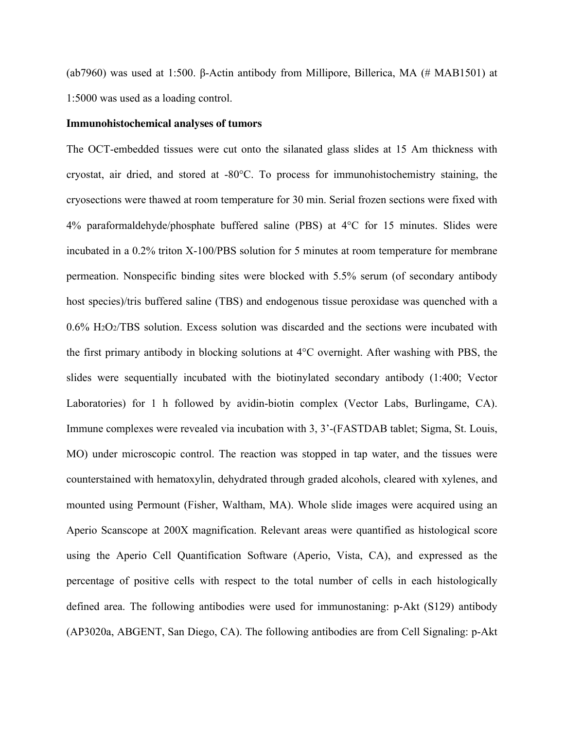(ab7960) was used at 1:500. β-Actin antibody from Millipore, Billerica, MA (# MAB1501) at 1:5000 was used as a loading control.

**Immunohistochemical analyses of tumors**

The OCT-embedded tissues were cut onto the silanated glass slides at 15 Am thickness with cryostat, air dried, and stored at -80°C. To process for immunohistochemistry staining, the cryosections were thawed at room temperature for 30 min. Serial frozen sections were fixed with 4% paraformaldehyde/phosphate buffered saline (PBS) at 4°C for 15 minutes. Slides were incubated in a 0.2% triton X-100/PBS solution for 5 minutes at room temperature for membrane permeation. Nonspecific binding sites were blocked with 5.5% serum (of secondary antibody host species)/tris buffered saline (TBS) and endogenous tissue peroxidase was quenched with a 0.6% $H_2O_2$/TBS solution. Excess solution was discarded and the sections were incubated with the first primary antibody in blocking solutions at 4°C overnight. After washing with PBS, the slides were sequentially incubated with the biotinylated secondary antibody (1:400; Vector Laboratories) for 1 h followed by avidin-biotin complex (Vector Labs, Burlingame, CA). Immune complexes were revealed via incubation with 3, 3'-(FASTDAB tablet; Sigma, St. Louis, MO) under microscopic control. The reaction was stopped in tap water, and the tissues were counterstained with hematoxylin, dehydrated through graded alcohols, cleared with xylenes, and mounted using Permount (Fisher, Waltham, MA). Whole slide images were acquired using an Aperio Scanscope at 200X magnification. Relevant areas were quantified as histological score using the Aperio Cell Quantification Software (Aperio, Vista, CA), and expressed as the percentage of positive cells with respect to the total number of cells in each histologically defined area. The following antibodies were used for immunostaning: p-Akt (S129) antibody (AP3020a, ABGENT, San Diego, CA). The following antibodies are from Cell Signaling: p-Akt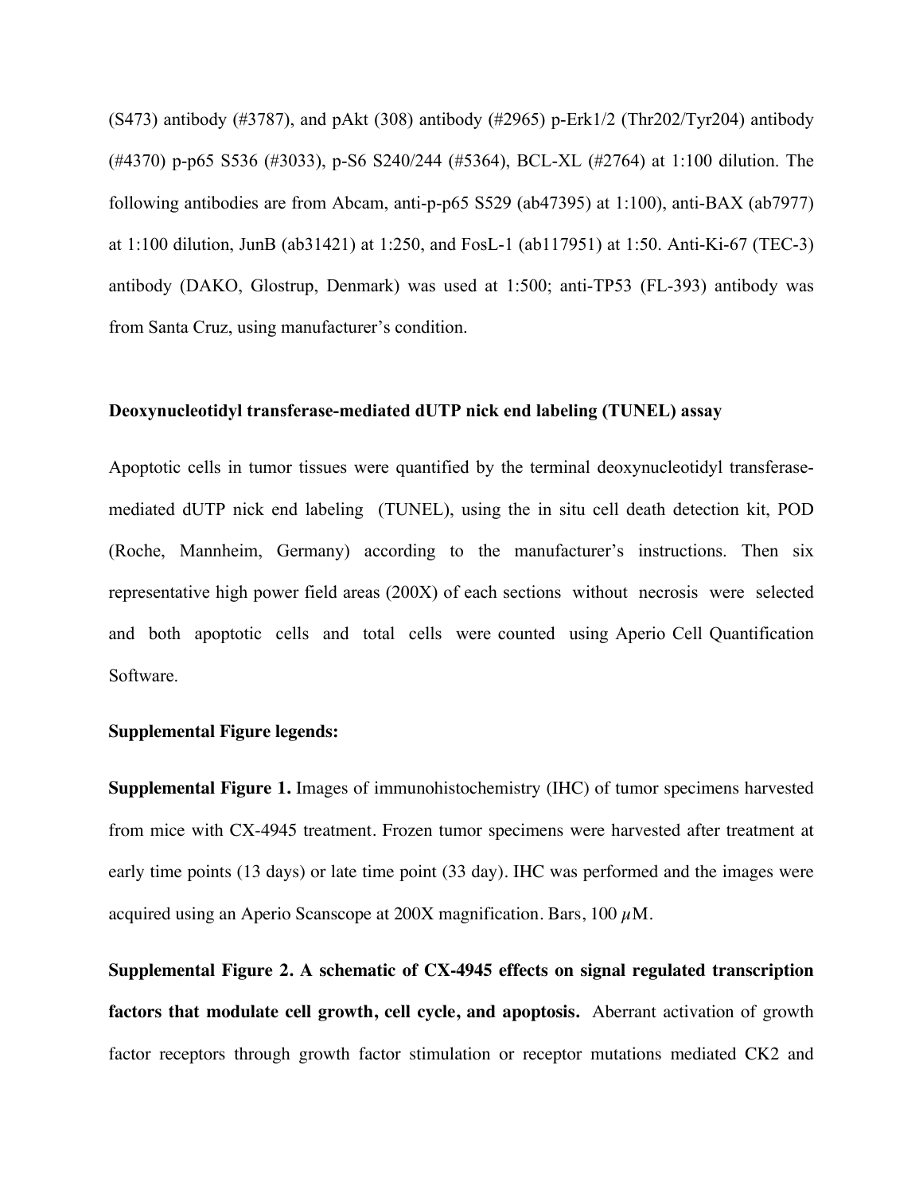(S473) antibody (#3787), and pAkt (308) antibody (#2965) p-Erk1/2 (Thr202/Tyr204) antibody (#4370) p-p65 S536 (#3033), p-S6 S240/244 (#5364), BCL-XL (#2764) at 1:100 dilution. The following antibodies are from Abcam, anti-p-p65 S529 (ab47395) at 1:100), anti-BAX (ab7977) at 1:100 dilution, JunB (ab31421) at 1:250, and FosL-1 (ab117951) at 1:50. Anti-Ki-67 (TEC-3) antibody (DAKO, Glostrup, Denmark) was used at 1:500; anti-TP53 (FL-393) antibody was from Santa Cruz, using manufacturer's condition.

### Deoxynucleotidyl transferase-mediated dUTP nick end labeling (TUNEL) assay

Apoptotic cells in tumor tissues were quantified by the terminal deoxynucleotidyl transferase-mediated dUTP nick end labeling (TUNEL), using the in situ cell death detection kit, POD (Roche, Mannheim, Germany) according to the manufacturer's instructions. Then six representative high power field areas (200X) of each sections without necrosis were selected and both apoptotic cells and total cells were counted using Aperio Cell Quantification Software.

### Supplemental Figure legends:

**Supplemental Figure 1.** Images of immunohistochemistry (IHC) of tumor specimens harvested from mice with CX-4945 treatment. Frozen tumor specimens were harvested after treatment at early time points (13 days) or late time point (33 day). IHC was performed and the images were acquired using an Aperio Scanscope at 200X magnification. Bars, 100 $\mu$M.

**Supplemental Figure 2. A schematic of CX-4945 effects on signal regulated transcription factors that modulate cell growth, cell cycle, and apoptosis.** Aberrant activation of growth factor receptors through growth factor stimulation or receptor mutations mediated CK2 and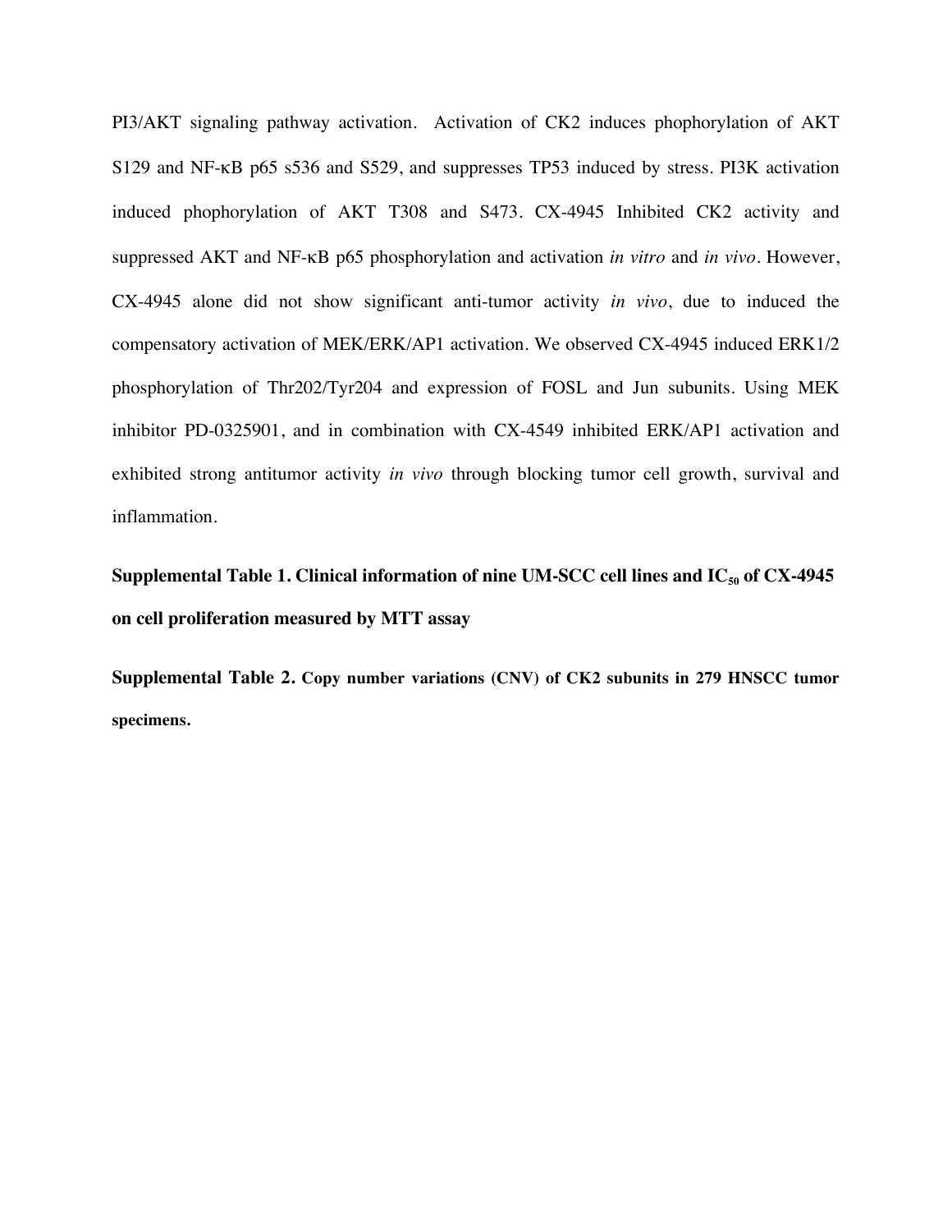PI3/AKT signaling pathway activation. Activation of CK2 induces phophorylation of AKT S129 and NF-κB p65 s536 and S529, and suppresses TP53 induced by stress. PI3K activation induced phophorylation of AKT T308 and S473. CX-4945 Inhibited CK2 activity and suppressed AKT and NF-κB p65 phosphorylation and activation *in vitro* and *in vivo*. However, CX-4945 alone did not show significant anti-tumor activity *in vivo*, due to induced the compensatory activation of MEK/ERK/AP1 activation. We observed CX-4945 induced ERK1/2 phosphorylation of Thr202/Tyr204 and expression of FOSL and Jun subunits. Using MEK inhibitor PD-0325901, and in combination with CX-4549 inhibited ERK/AP1 activation and exhibited strong antitumor activity *in vivo* through blocking tumor cell growth, survival and inflammation.

**Supplemental Table 1. Clinical information of nine UM-SCC cell lines and $IC_{50}$ of CX-4945 on cell proliferation measured by MTT assay**

**Supplemental Table 2. Copy number variations (CNV) of CK2 subunits in 279 HNSCC tumor specimens.**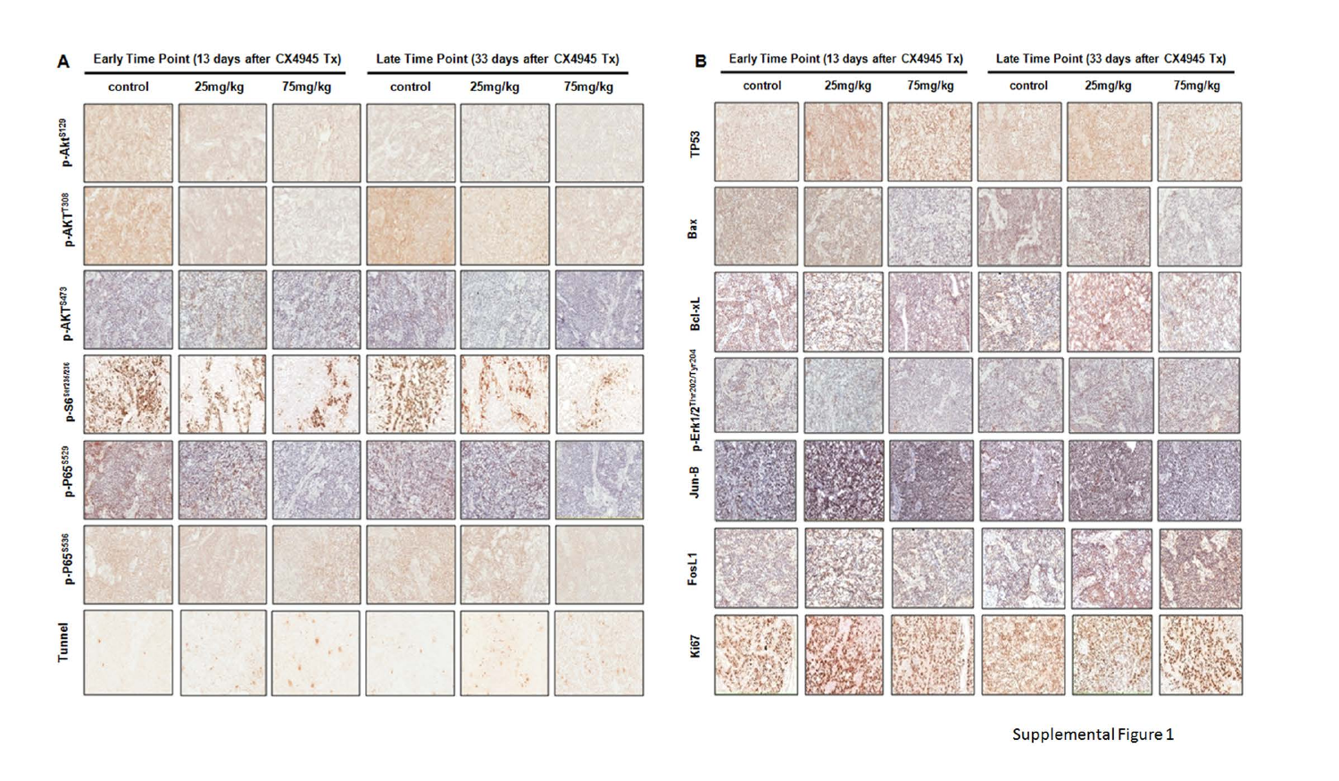Supplemental Figure 1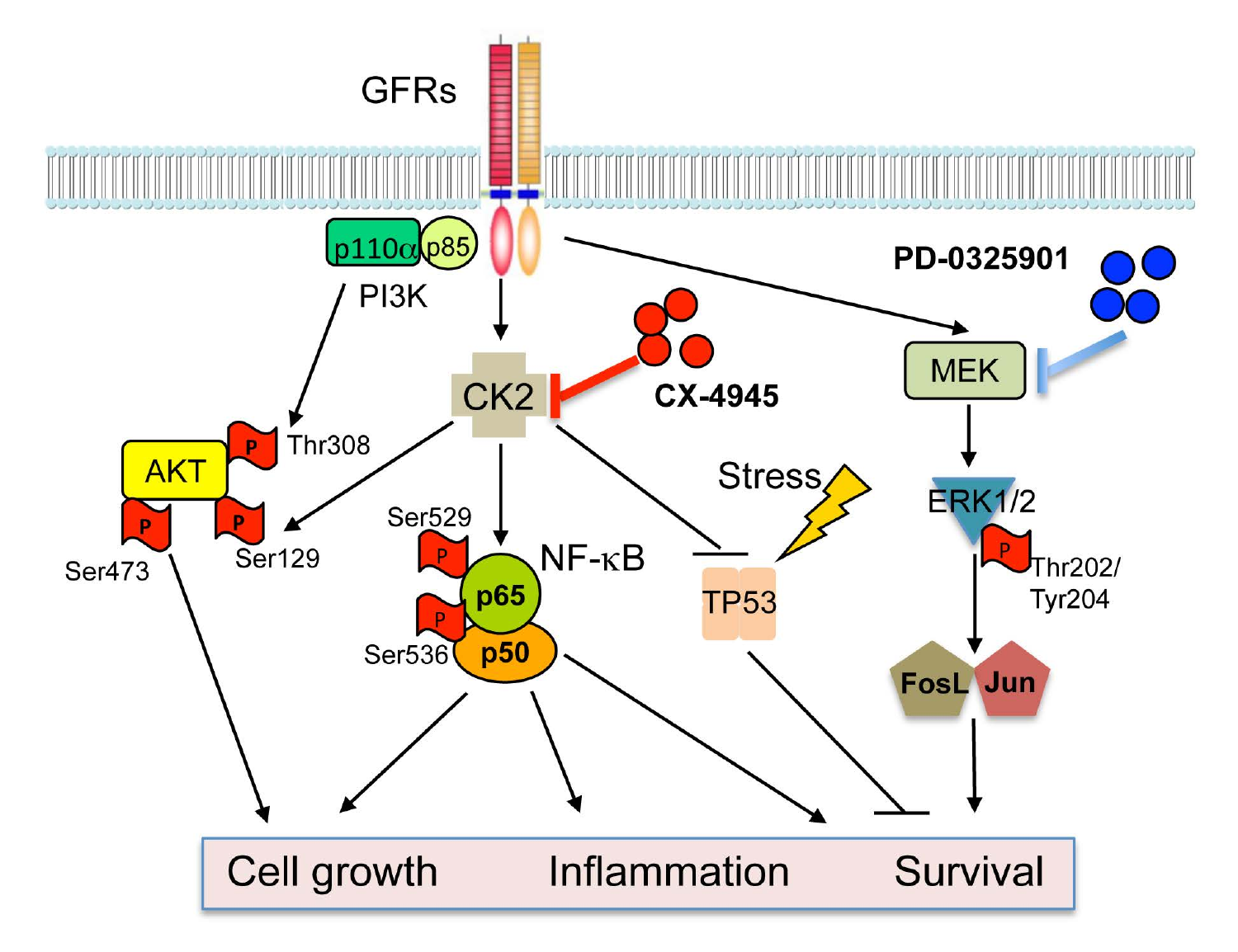GFRs

p110α p85

PI3K

PD-0325901

CK2

CX-4945

MEK

AKT

Thr308

Ser473

Ser129

Ser529

NF-κB

p65

p50

Ser536

Stress

TP53

ERK1/2

Thr202/Tyr204

FosL Jun

Cell growth Inflammation Survival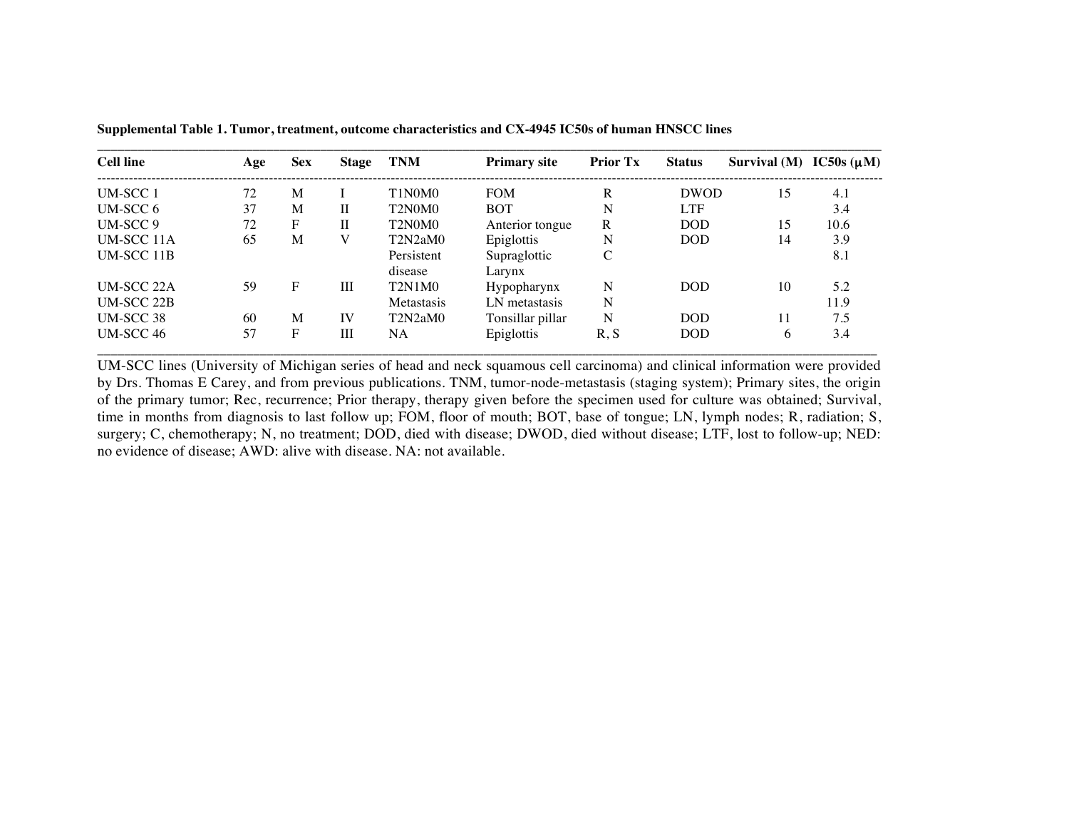**Supplemental Table 1. Tumor, treatment, outcome characteristics and CX-4945 IC50s of human HNSCC lines**

| Cell line | Age | Sex | Stage | TNM | Primary site | Prior Tx | Status | Survival (M) | IC50s (μM) |
|---|---|---|---|---|---|---|---|---|---|
| UM-SCC 1 | 72 | M | I | T1N0M0 | FOM | R | DWOD | 15 | 4.1 |
| UM-SCC 6 | 37 | M | II | T2N0M0 | BOT | N | LTF | | 3.4 |
| UM-SCC 9 | 72 | F | II | T2N0M0 | Anterior tongue | R | DOD | 15 | 10.6 |
| UM-SCC 11A | 65 | M | V | T2N2aM0 | Epiglottis | N | DOD | 14 | 3.9 |
| UM-SCC 11B | | | | Persistent disease | Supraglottic Larynx | C | | | 8.1 |
| UM-SCC 22A | 59 | F | III | T2N1M0 | Hypopharynx | N | DOD | 10 | 5.2 |
| UM-SCC 22B | | | | Metastasis | LN metastasis | N | | | 11.9 |
| UM-SCC 38 | 60 | M | IV | T2N2aM0 | Tonsillar pillar | N | DOD | 11 | 7.5 |
| UM-SCC 46 | 57 | F | III | NA | Epiglottis | R, S | DOD | 6 | 3.4 |

UM-SCC lines (University of Michigan series of head and neck squamous cell carcinoma) and clinical information were provided by Drs. Thomas E Carey, and from previous publications. TNM, tumor-node-metastasis (staging system); Primary sites, the origin of the primary tumor; Rec, recurrence; Prior therapy, therapy given before the specimen used for culture was obtained; Survival, time in months from diagnosis to last follow up; FOM, floor of mouth; BOT, base of tongue; LN, lymph nodes; R, radiation; S, surgery; C, chemotherapy; N, no treatment; DOD, died with disease; DWOD, died without disease; LTF, lost to follow-up; NED: no evidence of disease; AWD: alive with disease. NA: not available.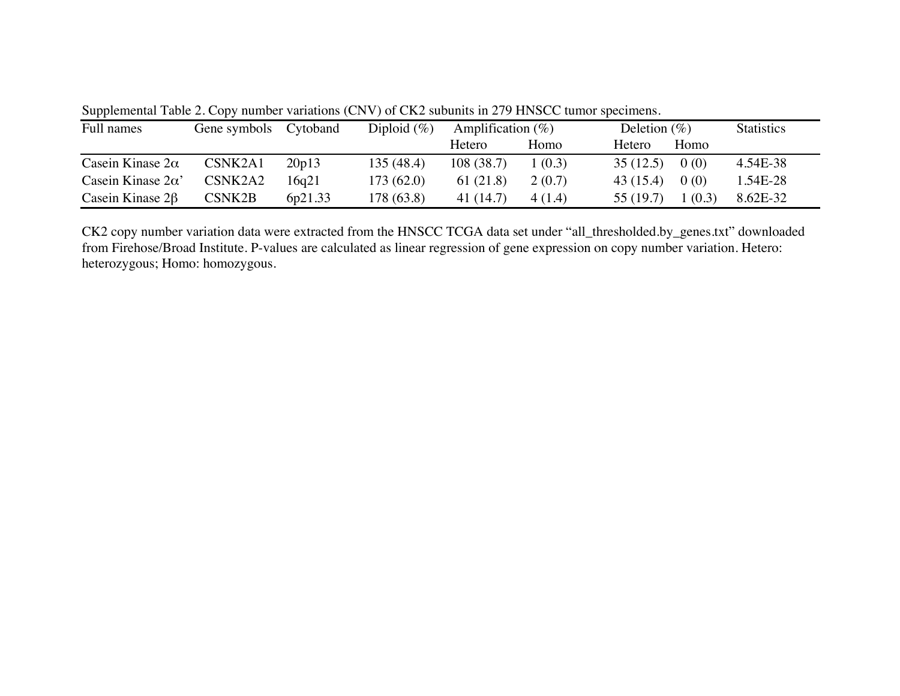Supplemental Table 2. Copy number variations (CNV) of CK2 subunits in 279 HNSCC tumor specimens.

| Full names | Gene symbols | Cytoband | Diploid (%) | Amplification (%) | | Deletion (%) | | Statistics |
|---|---|---|---|---|---|---|---|---|
| | | | | Hetero | Homo | Hetero | Homo | |
| Casein Kinase 2α | CSNK2A1 | 20p13 | 135 (48.4) | 108 (38.7) | 1 (0.3) | 35 (12.5) | 0 (0) | 4.54E-38 |
| Casein Kinase 2α' | CSNK2A2 | 16q21 | 173 (62.0) | 61 (21.8) | 2 (0.7) | 43 (15.4) | 0 (0) | 1.54E-28 |
| Casein Kinase 2β | CSNK2B | 6p21.33 | 178 (63.8) | 41 (14.7) | 4 (1.4) | 55 (19.7) | 1 (0.3) | 8.62E-32 |

CK2 copy number variation data were extracted from the HNSCC TCGA data set under "all_thresholded.by_genes.txt" downloaded from Firehose/Broad Institute. P-values are calculated as linear regression of gene expression on copy number variation. Hetero: heterozygous; Homo: homozygous.